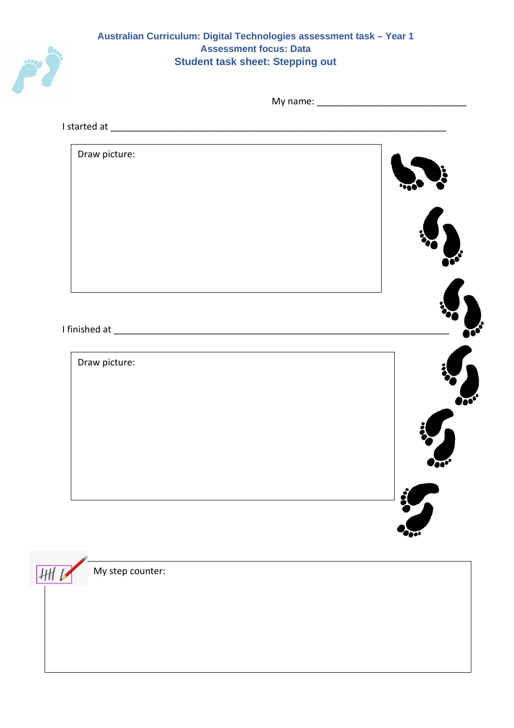**Australian Curriculum: Digital Technologies assessment task – Year 1**

**Assessment focus: Data**

## Student task sheet: Stepping out

My name: ______________________________

I started at ______________________________________________________________________

Draw picture:

I finished at ______________________________________________________________________

Draw picture:

My step counter: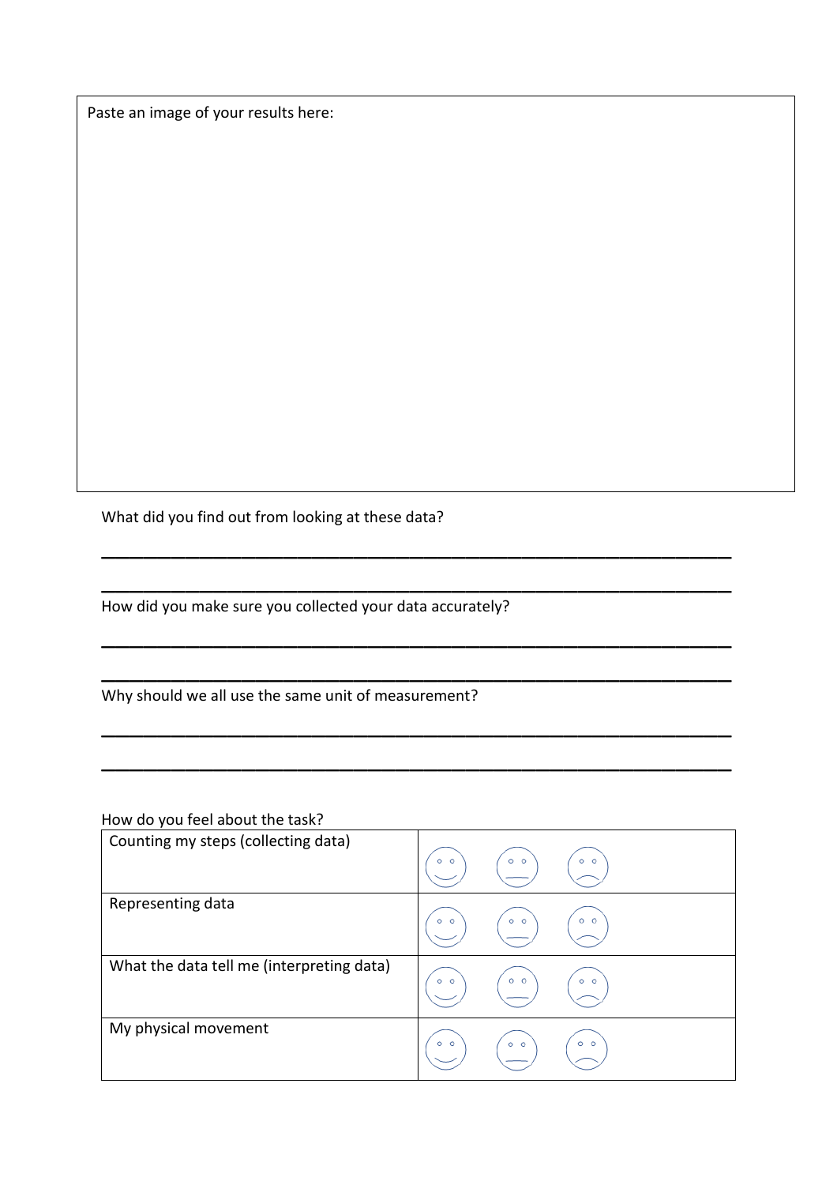Paste an image of your results here:

What did you find out from looking at these data?

\_\_\_\_\_\_\_\_\_\_\_\_\_\_\_\_\_\_\_\_\_\_\_\_\_\_\_\_\_\_\_\_\_\_\_\_\_\_\_\_\_\_\_\_\_\_\_\_\_\_\_\_\_\_\_\_\_\_\_\_\_\_\_\_\_\_

\_\_\_\_\_\_\_\_\_\_\_\_\_\_\_\_\_\_\_\_\_\_\_\_\_\_\_\_\_\_\_\_\_\_\_\_\_\_\_\_\_\_\_\_\_\_\_\_\_\_\_\_\_\_\_\_\_\_\_\_\_\_\_\_\_\_

How did you make sure you collected your data accurately?

\_\_\_\_\_\_\_\_\_\_\_\_\_\_\_\_\_\_\_\_\_\_\_\_\_\_\_\_\_\_\_\_\_\_\_\_\_\_\_\_\_\_\_\_\_\_\_\_\_\_\_\_\_\_\_\_\_\_\_\_\_\_\_\_\_\_

\_\_\_\_\_\_\_\_\_\_\_\_\_\_\_\_\_\_\_\_\_\_\_\_\_\_\_\_\_\_\_\_\_\_\_\_\_\_\_\_\_\_\_\_\_\_\_\_\_\_\_\_\_\_\_\_\_\_\_\_\_\_\_\_\_\_

Why should we all use the same unit of measurement?

\_\_\_\_\_\_\_\_\_\_\_\_\_\_\_\_\_\_\_\_\_\_\_\_\_\_\_\_\_\_\_\_\_\_\_\_\_\_\_\_\_\_\_\_\_\_\_\_\_\_\_\_\_\_\_\_\_\_\_\_\_\_\_\_\_\_

\_\_\_\_\_\_\_\_\_\_\_\_\_\_\_\_\_\_\_\_\_\_\_\_\_\_\_\_\_\_\_\_\_\_\_\_\_\_\_\_\_\_\_\_\_\_\_\_\_\_\_\_\_\_\_\_\_\_\_\_\_\_\_\_\_\_

How do you feel about the task?

| | |
|---|---|
| Counting my steps (collecting data) | 🙂 😐 🙁 |
| Representing data | 🙂 😐 🙁 |
| What the data tell me (interpreting data) | 🙂 😐 🙁 |
| My physical movement | 🙂 😐 🙁 |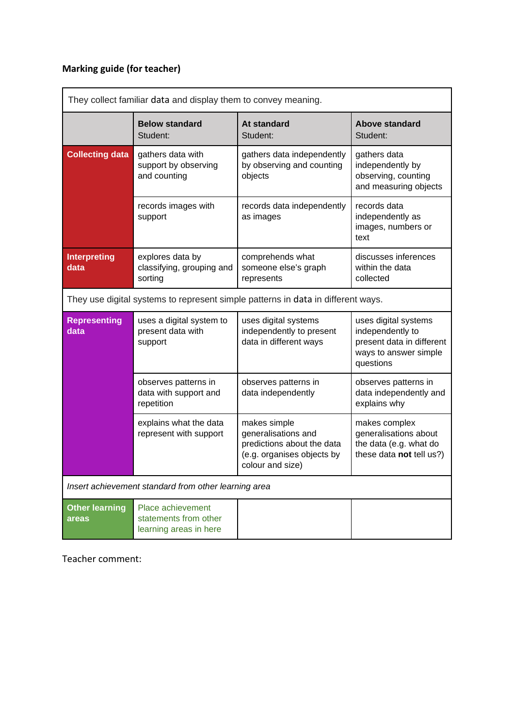**Marking guide (for teacher)**

| | | | |
|---|---|---|---|
| They collect familiar data and display them to convey meaning. | | | |
| | **Below standard** Student: | **At standard** Student: | **Above standard** Student: |
| **Collecting data** | gathers data with support by observing and counting | gathers data independently by observing and counting objects | gathers data independently by observing, counting and measuring objects |
| | records images with support | records data independently as images | records data independently as images, numbers or text |
| **Interpreting data** | explores data by classifying, grouping and sorting | comprehends what someone else's graph represents | discusses inferences within the data collected |
| They use digital systems to represent simple patterns in data in different ways. | | | |
| **Representing data** | uses a digital system to present data with support | uses digital systems independently to present data in different ways | uses digital systems independently to present data in different ways to answer simple questions |
| | observes patterns in data with support and repetition | observes patterns in data independently | observes patterns in data independently and explains why |
| | explains what the data represent with support | makes simple generalisations and predictions about the data (e.g. organises objects by colour and size) | makes complex generalisations about the data (e.g. what do these data **not** tell us?) |
| *Insert achievement standard from other learning area* | | | |
| **Other learning areas** | Place achievement statements from other learning areas in here | | |

Teacher comment: